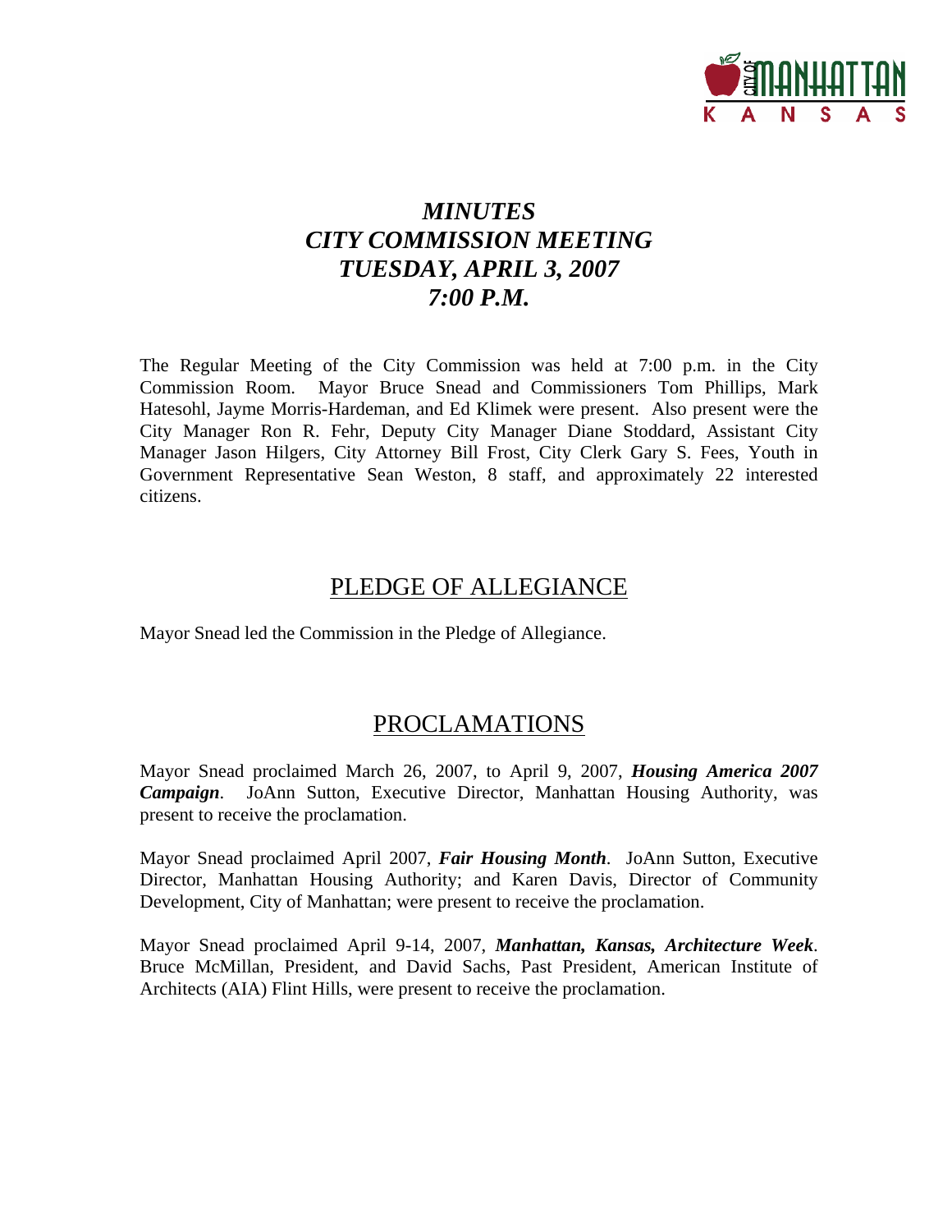# *MINUTES*
# *CITY COMMISSION MEETING*
# *TUESDAY, APRIL 3, 2007*
# *7:00 P.M.*

The Regular Meeting of the City Commission was held at 7:00 p.m. in the City Commission Room. Mayor Bruce Snead and Commissioners Tom Phillips, Mark Hatesohl, Jayme Morris-Hardeman, and Ed Klimek were present. Also present were the City Manager Ron R. Fehr, Deputy City Manager Diane Stoddard, Assistant City Manager Jason Hilgers, City Attorney Bill Frost, City Clerk Gary S. Fees, Youth in Government Representative Sean Weston, 8 staff, and approximately 22 interested citizens.

## PLEDGE OF ALLEGIANCE

Mayor Snead led the Commission in the Pledge of Allegiance.

## PROCLAMATIONS

Mayor Snead proclaimed March 26, 2007, to April 9, 2007, ***Housing America 2007 Campaign***. JoAnn Sutton, Executive Director, Manhattan Housing Authority, was present to receive the proclamation.

Mayor Snead proclaimed April 2007, ***Fair Housing Month***. JoAnn Sutton, Executive Director, Manhattan Housing Authority; and Karen Davis, Director of Community Development, City of Manhattan; were present to receive the proclamation.

Mayor Snead proclaimed April 9-14, 2007, ***Manhattan, Kansas, Architecture Week***. Bruce McMillan, President, and David Sachs, Past President, American Institute of Architects (AIA) Flint Hills, were present to receive the proclamation.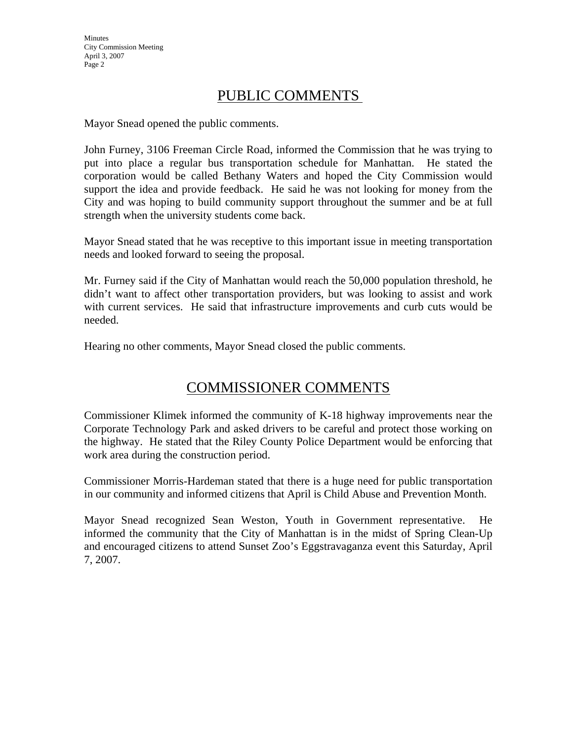# PUBLIC COMMENTS

Mayor Snead opened the public comments.

John Furney, 3106 Freeman Circle Road, informed the Commission that he was trying to put into place a regular bus transportation schedule for Manhattan. He stated the corporation would be called Bethany Waters and hoped the City Commission would support the idea and provide feedback. He said he was not looking for money from the City and was hoping to build community support throughout the summer and be at full strength when the university students come back.

Mayor Snead stated that he was receptive to this important issue in meeting transportation needs and looked forward to seeing the proposal.

Mr. Furney said if the City of Manhattan would reach the 50,000 population threshold, he didn't want to affect other transportation providers, but was looking to assist and work with current services. He said that infrastructure improvements and curb cuts would be needed.

Hearing no other comments, Mayor Snead closed the public comments.

# COMMISSIONER COMMENTS

Commissioner Klimek informed the community of K-18 highway improvements near the Corporate Technology Park and asked drivers to be careful and protect those working on the highway. He stated that the Riley County Police Department would be enforcing that work area during the construction period.

Commissioner Morris-Hardeman stated that there is a huge need for public transportation in our community and informed citizens that April is Child Abuse and Prevention Month.

Mayor Snead recognized Sean Weston, Youth in Government representative. He informed the community that the City of Manhattan is in the midst of Spring Clean-Up and encouraged citizens to attend Sunset Zoo's Eggstravaganza event this Saturday, April 7, 2007.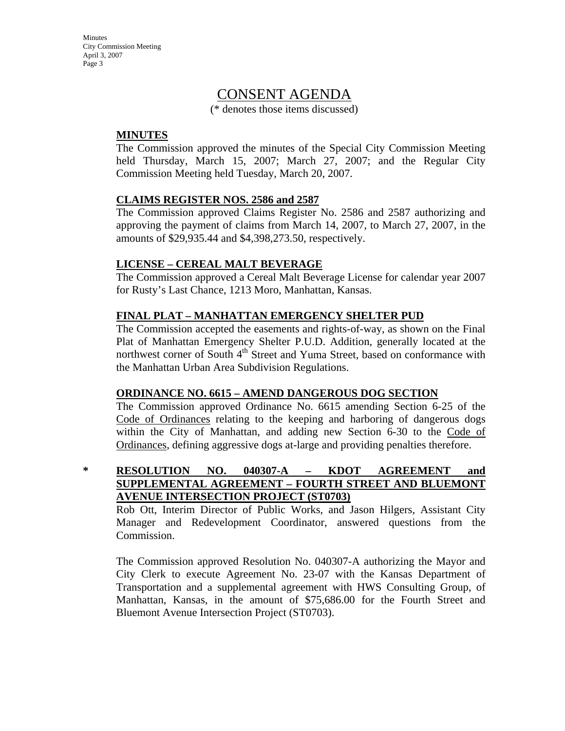# CONSENT AGENDA

(* denotes those items discussed)

**MINUTES**

The Commission approved the minutes of the Special City Commission Meeting held Thursday, March 15, 2007; March 27, 2007; and the Regular City Commission Meeting held Tuesday, March 20, 2007.

**CLAIMS REGISTER NOS. 2586 and 2587**

The Commission approved Claims Register No. 2586 and 2587 authorizing and approving the payment of claims from March 14, 2007, to March 27, 2007, in the amounts of $29,935.44 and $4,398,273.50, respectively.

**LICENSE – CEREAL MALT BEVERAGE**

The Commission approved a Cereal Malt Beverage License for calendar year 2007 for Rusty's Last Chance, 1213 Moro, Manhattan, Kansas.

**FINAL PLAT – MANHATTAN EMERGENCY SHELTER PUD**

The Commission accepted the easements and rights-of-way, as shown on the Final Plat of Manhattan Emergency Shelter P.U.D. Addition, generally located at the northwest corner of South 4th Street and Yuma Street, based on conformance with the Manhattan Urban Area Subdivision Regulations.

**ORDINANCE NO. 6615 – AMEND DANGEROUS DOG SECTION**

The Commission approved Ordinance No. 6615 amending Section 6-25 of the Code of Ordinances relating to the keeping and harboring of dangerous dogs within the City of Manhattan, and adding new Section 6-30 to the Code of Ordinances, defining aggressive dogs at-large and providing penalties therefore.

\* **RESOLUTION NO. 040307-A – KDOT AGREEMENT and SUPPLEMENTAL AGREEMENT – FOURTH STREET AND BLUEMONT AVENUE INTERSECTION PROJECT (ST0703)**

Rob Ott, Interim Director of Public Works, and Jason Hilgers, Assistant City Manager and Redevelopment Coordinator, answered questions from the Commission.

The Commission approved Resolution No. 040307-A authorizing the Mayor and City Clerk to execute Agreement No. 23-07 with the Kansas Department of Transportation and a supplemental agreement with HWS Consulting Group, of Manhattan, Kansas, in the amount of $75,686.00 for the Fourth Street and Bluemont Avenue Intersection Project (ST0703).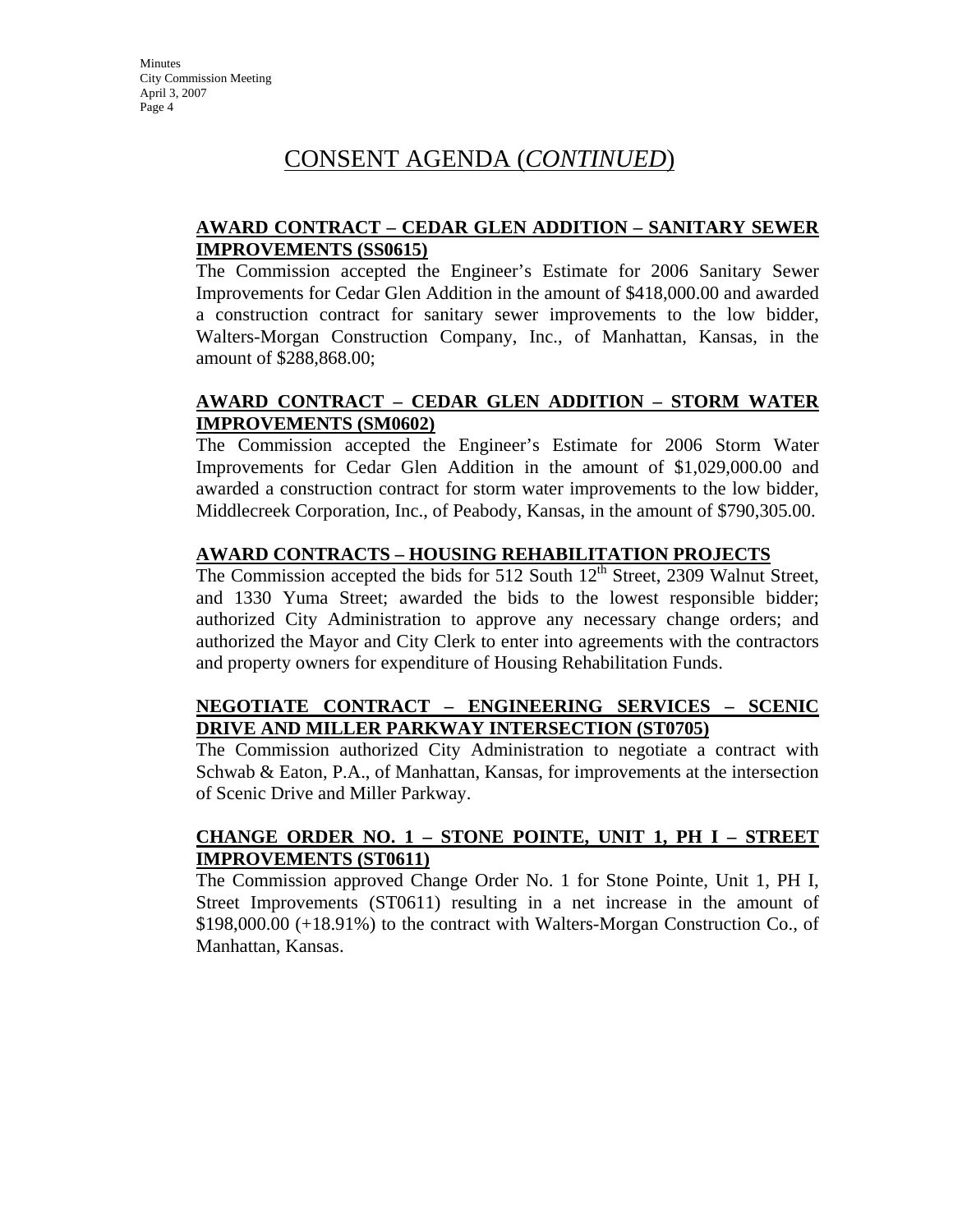# CONSENT AGENDA (*CONTINUED*)

**AWARD CONTRACT – CEDAR GLEN ADDITION – SANITARY SEWER IMPROVEMENTS (SS0615)**

The Commission accepted the Engineer's Estimate for 2006 Sanitary Sewer Improvements for Cedar Glen Addition in the amount of $418,000.00 and awarded a construction contract for sanitary sewer improvements to the low bidder, Walters-Morgan Construction Company, Inc., of Manhattan, Kansas, in the amount of $288,868.00;

**AWARD CONTRACT – CEDAR GLEN ADDITION – STORM WATER IMPROVEMENTS (SM0602)**

The Commission accepted the Engineer's Estimate for 2006 Storm Water Improvements for Cedar Glen Addition in the amount of $1,029,000.00 and awarded a construction contract for storm water improvements to the low bidder, Middlecreek Corporation, Inc., of Peabody, Kansas, in the amount of $790,305.00.

**AWARD CONTRACTS – HOUSING REHABILITATION PROJECTS**

The Commission accepted the bids for 512 South 12th Street, 2309 Walnut Street, and 1330 Yuma Street; awarded the bids to the lowest responsible bidder; authorized City Administration to approve any necessary change orders; and authorized the Mayor and City Clerk to enter into agreements with the contractors and property owners for expenditure of Housing Rehabilitation Funds.

**NEGOTIATE CONTRACT – ENGINEERING SERVICES – SCENIC DRIVE AND MILLER PARKWAY INTERSECTION (ST0705)**

The Commission authorized City Administration to negotiate a contract with Schwab & Eaton, P.A., of Manhattan, Kansas, for improvements at the intersection of Scenic Drive and Miller Parkway.

**CHANGE ORDER NO. 1 – STONE POINTE, UNIT 1, PH I – STREET IMPROVEMENTS (ST0611)**

The Commission approved Change Order No. 1 for Stone Pointe, Unit 1, PH I, Street Improvements (ST0611) resulting in a net increase in the amount of $198,000.00 (+18.91%) to the contract with Walters-Morgan Construction Co., of Manhattan, Kansas.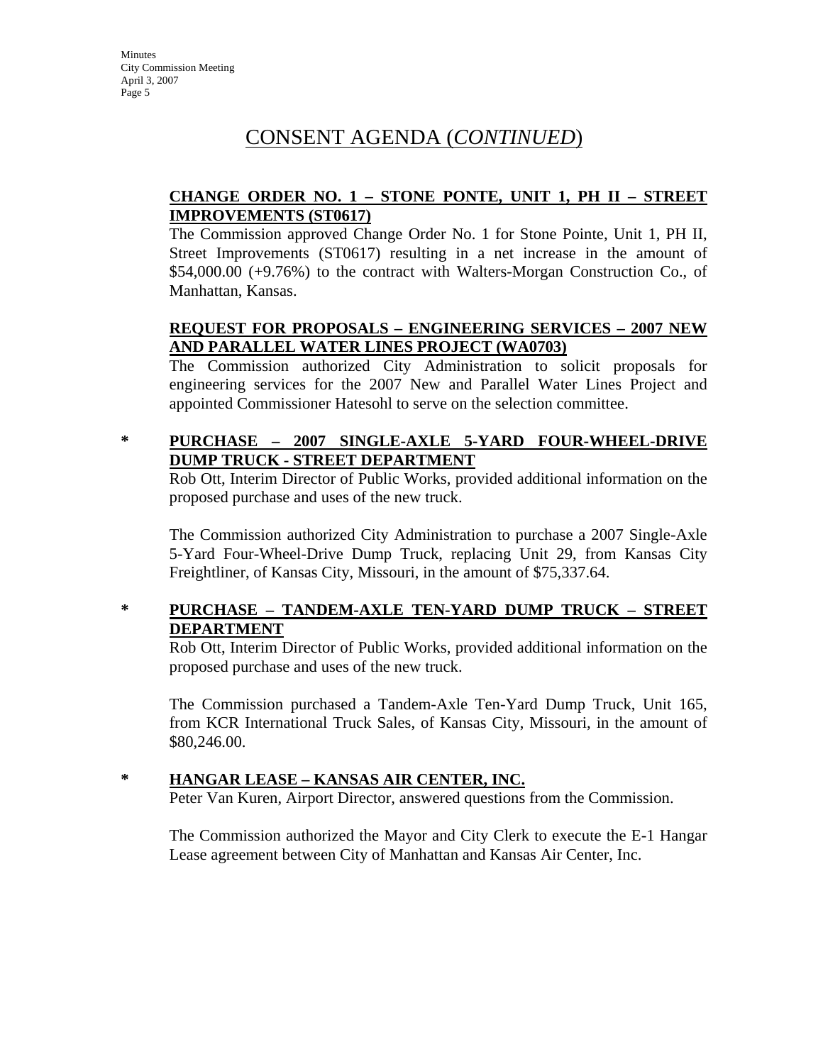# CONSENT AGENDA (*CONTINUED*)

**CHANGE ORDER NO. 1 – STONE PONTE, UNIT 1, PH II – STREET IMPROVEMENTS (ST0617)**

The Commission approved Change Order No. 1 for Stone Pointe, Unit 1, PH II, Street Improvements (ST0617) resulting in a net increase in the amount of $54,000.00 (+9.76%) to the contract with Walters-Morgan Construction Co., of Manhattan, Kansas.

**REQUEST FOR PROPOSALS – ENGINEERING SERVICES – 2007 NEW AND PARALLEL WATER LINES PROJECT (WA0703)**

The Commission authorized City Administration to solicit proposals for engineering services for the 2007 New and Parallel Water Lines Project and appointed Commissioner Hatesohl to serve on the selection committee.

\* **PURCHASE – 2007 SINGLE-AXLE 5-YARD FOUR-WHEEL-DRIVE DUMP TRUCK - STREET DEPARTMENT**

Rob Ott, Interim Director of Public Works, provided additional information on the proposed purchase and uses of the new truck.

The Commission authorized City Administration to purchase a 2007 Single-Axle 5-Yard Four-Wheel-Drive Dump Truck, replacing Unit 29, from Kansas City Freightliner, of Kansas City, Missouri, in the amount of $75,337.64.

\* **PURCHASE – TANDEM-AXLE TEN-YARD DUMP TRUCK – STREET DEPARTMENT**

Rob Ott, Interim Director of Public Works, provided additional information on the proposed purchase and uses of the new truck.

The Commission purchased a Tandem-Axle Ten-Yard Dump Truck, Unit 165, from KCR International Truck Sales, of Kansas City, Missouri, in the amount of $80,246.00.

\* **HANGAR LEASE – KANSAS AIR CENTER, INC.**

Peter Van Kuren, Airport Director, answered questions from the Commission.

The Commission authorized the Mayor and City Clerk to execute the E-1 Hangar Lease agreement between City of Manhattan and Kansas Air Center, Inc.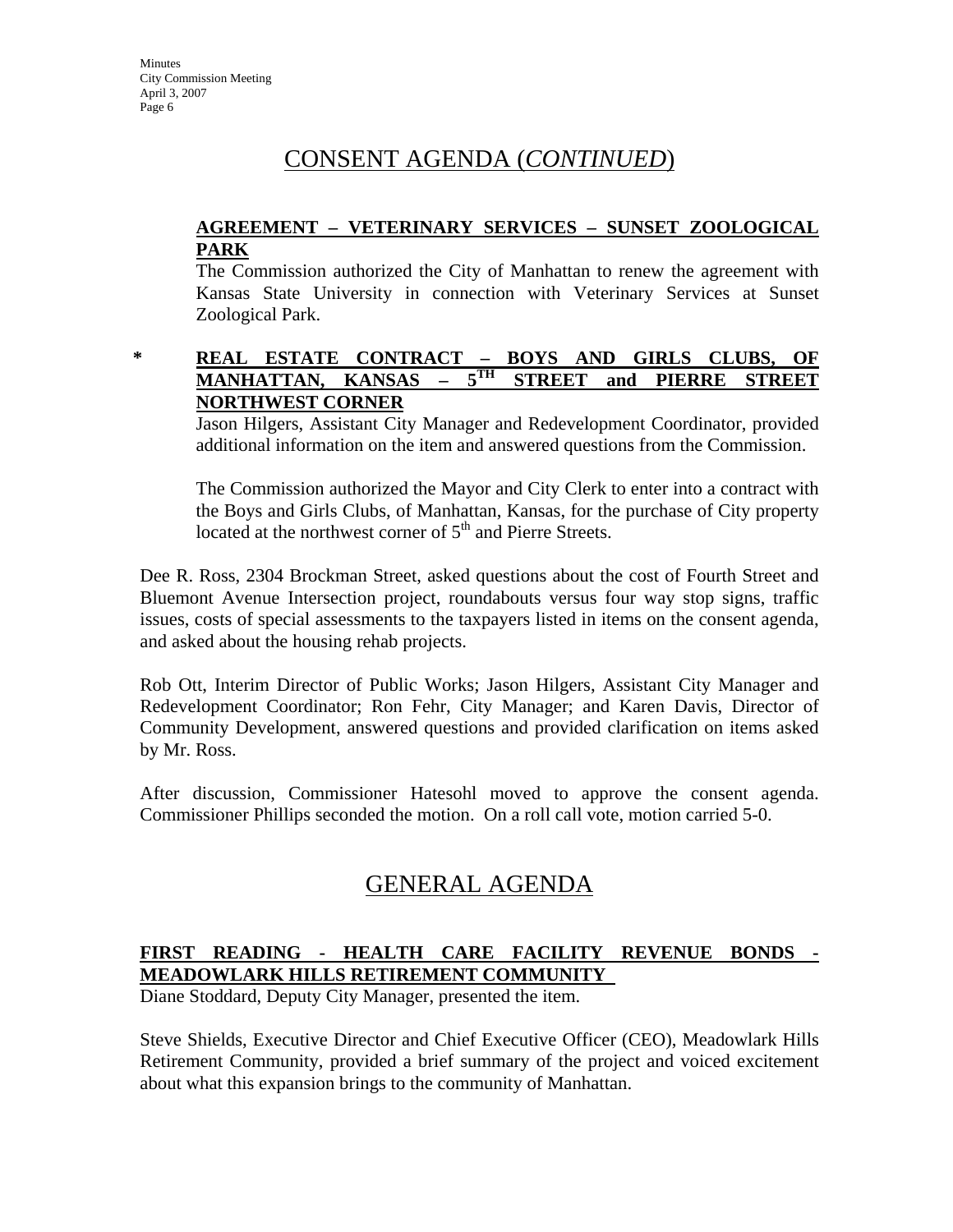## CONSENT AGENDA (*CONTINUED*)

**AGREEMENT – VETERINARY SERVICES – SUNSET ZOOLOGICAL PARK**

The Commission authorized the City of Manhattan to renew the agreement with Kansas State University in connection with Veterinary Services at Sunset Zoological Park.

\* **REAL ESTATE CONTRACT – BOYS AND GIRLS CLUBS, OF MANHATTAN, KANSAS – 5TH STREET and PIERRE STREET NORTHWEST CORNER**

Jason Hilgers, Assistant City Manager and Redevelopment Coordinator, provided additional information on the item and answered questions from the Commission.

The Commission authorized the Mayor and City Clerk to enter into a contract with the Boys and Girls Clubs, of Manhattan, Kansas, for the purchase of City property located at the northwest corner of 5th and Pierre Streets.

Dee R. Ross, 2304 Brockman Street, asked questions about the cost of Fourth Street and Bluemont Avenue Intersection project, roundabouts versus four way stop signs, traffic issues, costs of special assessments to the taxpayers listed in items on the consent agenda, and asked about the housing rehab projects.

Rob Ott, Interim Director of Public Works; Jason Hilgers, Assistant City Manager and Redevelopment Coordinator; Ron Fehr, City Manager; and Karen Davis, Director of Community Development, answered questions and provided clarification on items asked by Mr. Ross.

After discussion, Commissioner Hatesohl moved to approve the consent agenda. Commissioner Phillips seconded the motion. On a roll call vote, motion carried 5-0.

## GENERAL AGENDA

**FIRST READING - HEALTH CARE FACILITY REVENUE BONDS - MEADOWLARK HILLS RETIREMENT COMMUNITY**

Diane Stoddard, Deputy City Manager, presented the item.

Steve Shields, Executive Director and Chief Executive Officer (CEO), Meadowlark Hills Retirement Community, provided a brief summary of the project and voiced excitement about what this expansion brings to the community of Manhattan.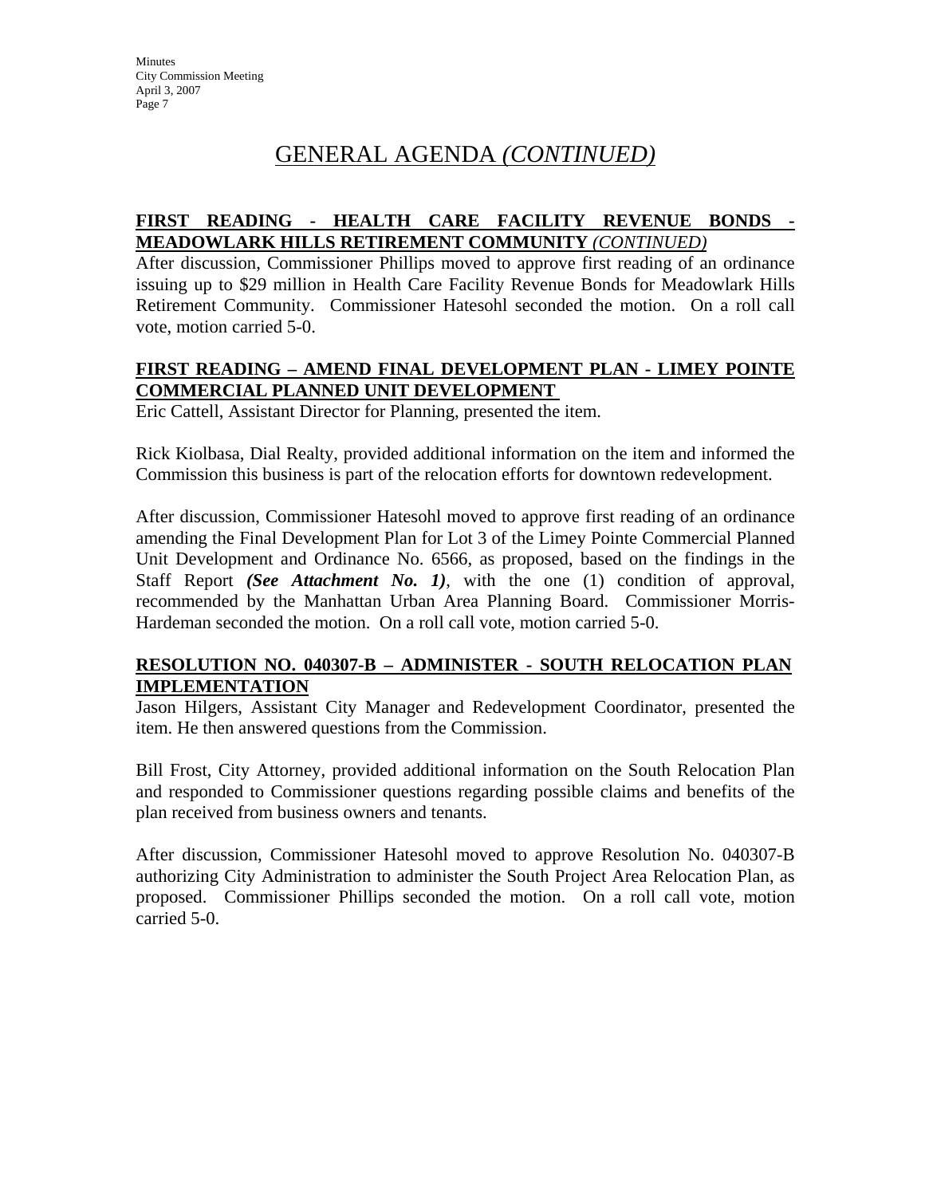# GENERAL AGENDA *(CONTINUED)*

**FIRST READING - HEALTH CARE FACILITY REVENUE BONDS - MEADOWLARK HILLS RETIREMENT COMMUNITY** ***(CONTINUED)***

After discussion, Commissioner Phillips moved to approve first reading of an ordinance issuing up to $29 million in Health Care Facility Revenue Bonds for Meadowlark Hills Retirement Community. Commissioner Hatesohl seconded the motion. On a roll call vote, motion carried 5-0.

**FIRST READING – AMEND FINAL DEVELOPMENT PLAN - LIMEY POINTE COMMERCIAL PLANNED UNIT DEVELOPMENT**

Eric Cattell, Assistant Director for Planning, presented the item.

Rick Kiolbasa, Dial Realty, provided additional information on the item and informed the Commission this business is part of the relocation efforts for downtown redevelopment.

After discussion, Commissioner Hatesohl moved to approve first reading of an ordinance amending the Final Development Plan for Lot 3 of the Limey Pointe Commercial Planned Unit Development and Ordinance No. 6566, as proposed, based on the findings in the Staff Report ***(See Attachment No. 1)***, with the one (1) condition of approval, recommended by the Manhattan Urban Area Planning Board. Commissioner Morris-Hardeman seconded the motion. On a roll call vote, motion carried 5-0.

**RESOLUTION NO. 040307-B – ADMINISTER - SOUTH RELOCATION PLAN IMPLEMENTATION**

Jason Hilgers, Assistant City Manager and Redevelopment Coordinator, presented the item. He then answered questions from the Commission.

Bill Frost, City Attorney, provided additional information on the South Relocation Plan and responded to Commissioner questions regarding possible claims and benefits of the plan received from business owners and tenants.

After discussion, Commissioner Hatesohl moved to approve Resolution No. 040307-B authorizing City Administration to administer the South Project Area Relocation Plan, as proposed. Commissioner Phillips seconded the motion. On a roll call vote, motion carried 5-0.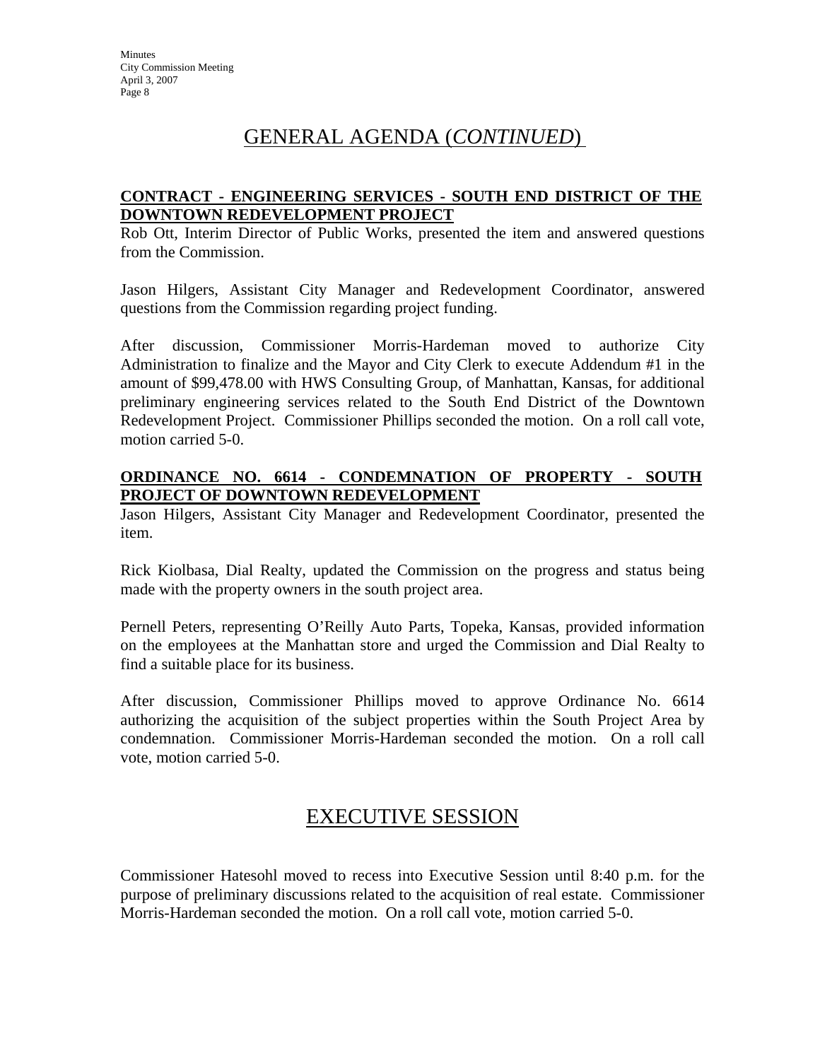# GENERAL AGENDA (*CONTINUED*)

**CONTRACT - ENGINEERING SERVICES - SOUTH END DISTRICT OF THE DOWNTOWN REDEVELOPMENT PROJECT**

Rob Ott, Interim Director of Public Works, presented the item and answered questions from the Commission.

Jason Hilgers, Assistant City Manager and Redevelopment Coordinator, answered questions from the Commission regarding project funding.

After discussion, Commissioner Morris-Hardeman moved to authorize City Administration to finalize and the Mayor and City Clerk to execute Addendum #1 in the amount of $99,478.00 with HWS Consulting Group, of Manhattan, Kansas, for additional preliminary engineering services related to the South End District of the Downtown Redevelopment Project. Commissioner Phillips seconded the motion. On a roll call vote, motion carried 5-0.

**ORDINANCE NO. 6614 - CONDEMNATION OF PROPERTY - SOUTH PROJECT OF DOWNTOWN REDEVELOPMENT**

Jason Hilgers, Assistant City Manager and Redevelopment Coordinator, presented the item.

Rick Kiolbasa, Dial Realty, updated the Commission on the progress and status being made with the property owners in the south project area.

Pernell Peters, representing O'Reilly Auto Parts, Topeka, Kansas, provided information on the employees at the Manhattan store and urged the Commission and Dial Realty to find a suitable place for its business.

After discussion, Commissioner Phillips moved to approve Ordinance No. 6614 authorizing the acquisition of the subject properties within the South Project Area by condemnation. Commissioner Morris-Hardeman seconded the motion. On a roll call vote, motion carried 5-0.

# EXECUTIVE SESSION

Commissioner Hatesohl moved to recess into Executive Session until 8:40 p.m. for the purpose of preliminary discussions related to the acquisition of real estate. Commissioner Morris-Hardeman seconded the motion. On a roll call vote, motion carried 5-0.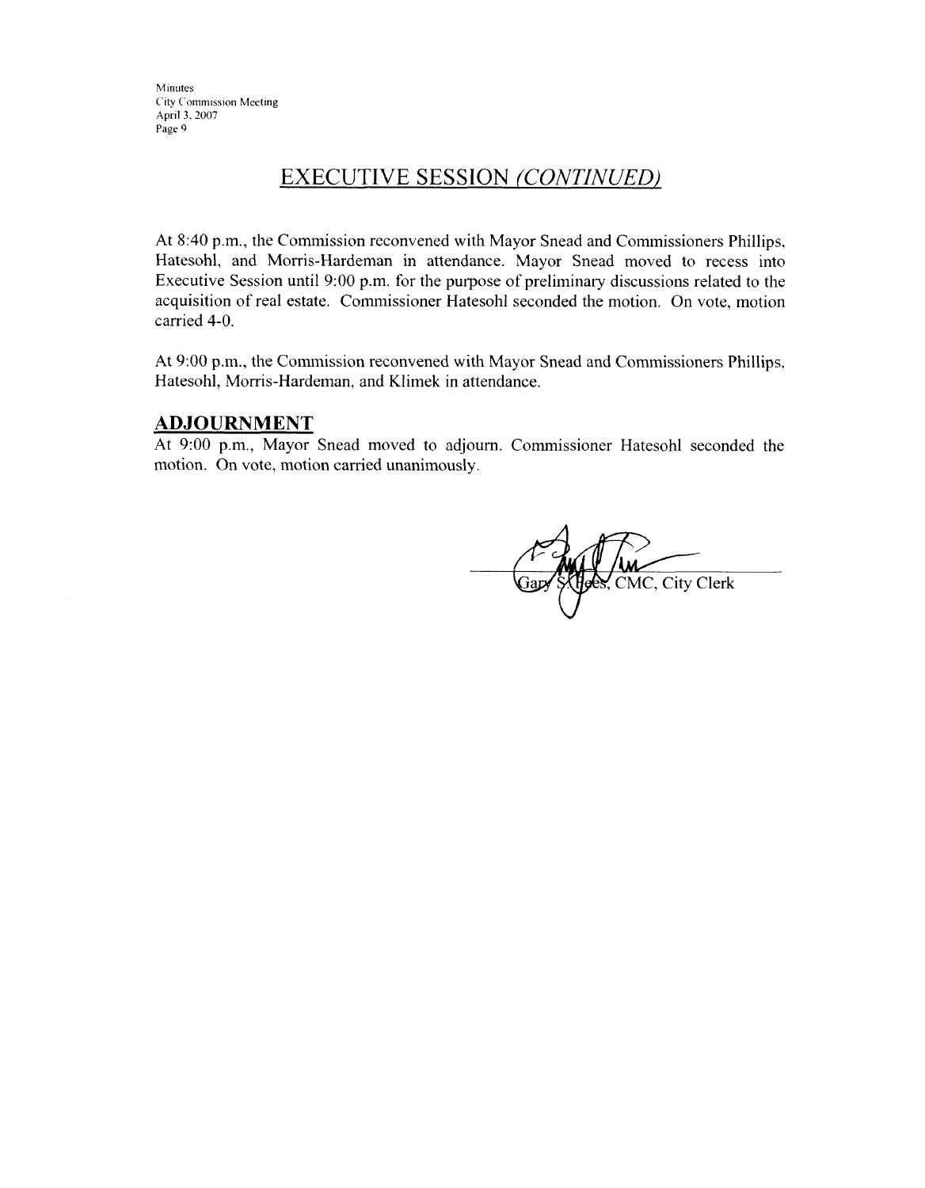## EXECUTIVE SESSION *(CONTINUED)*

At 8:40 p.m., the Commission reconvened with Mayor Snead and Commissioners Phillips, Hatesohl, and Morris-Hardeman in attendance. Mayor Snead moved to recess into Executive Session until 9:00 p.m. for the purpose of preliminary discussions related to the acquisition of real estate. Commissioner Hatesohl seconded the motion. On vote, motion carried 4-0.

At 9:00 p.m., the Commission reconvened with Mayor Snead and Commissioners Phillips, Hatesohl, Morris-Hardeman, and Klimek in attendance.

## ADJOURNMENT

At 9:00 p.m., Mayor Snead moved to adjourn. Commissioner Hatesohl seconded the motion. On vote, motion carried unanimously.

Gary S. Fees, CMC, City Clerk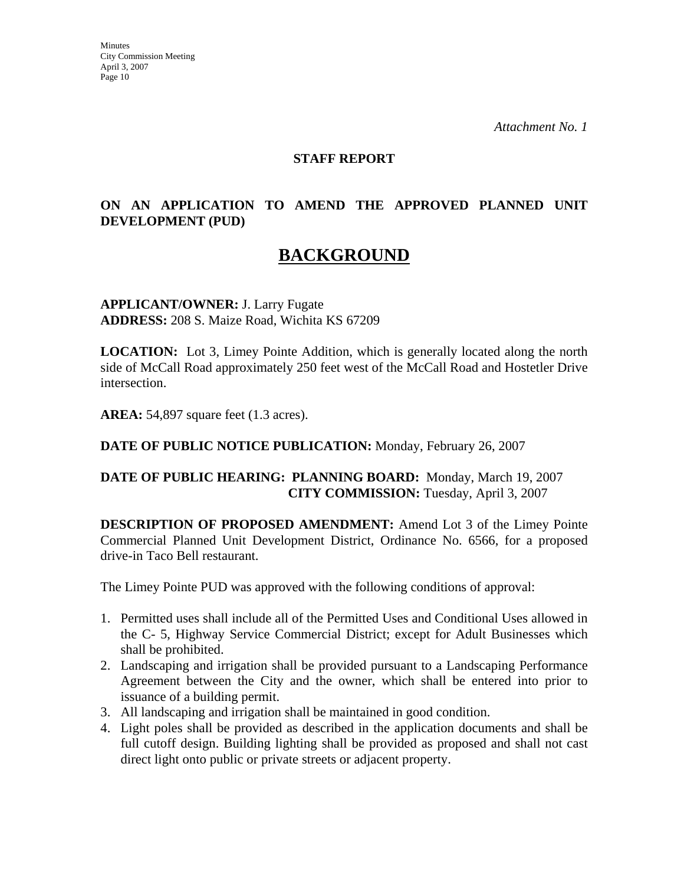*Attachment No. 1*

**STAFF REPORT**

**ON AN APPLICATION TO AMEND THE APPROVED PLANNED UNIT DEVELOPMENT (PUD)**

# BACKGROUND

**APPLICANT/OWNER:** J. Larry Fugate
**ADDRESS:** 208 S. Maize Road, Wichita KS 67209

**LOCATION:** Lot 3, Limey Pointe Addition, which is generally located along the north side of McCall Road approximately 250 feet west of the McCall Road and Hostetler Drive intersection.

**AREA:** 54,897 square feet (1.3 acres).

**DATE OF PUBLIC NOTICE PUBLICATION:** Monday, February 26, 2007

**DATE OF PUBLIC HEARING: PLANNING BOARD:** Monday, March 19, 2007
**CITY COMMISSION:** Tuesday, April 3, 2007

**DESCRIPTION OF PROPOSED AMENDMENT:** Amend Lot 3 of the Limey Pointe Commercial Planned Unit Development District, Ordinance No. 6566, for a proposed drive-in Taco Bell restaurant.

The Limey Pointe PUD was approved with the following conditions of approval:

1. Permitted uses shall include all of the Permitted Uses and Conditional Uses allowed in the C- 5, Highway Service Commercial District; except for Adult Businesses which shall be prohibited.
2. Landscaping and irrigation shall be provided pursuant to a Landscaping Performance Agreement between the City and the owner, which shall be entered into prior to issuance of a building permit.
3. All landscaping and irrigation shall be maintained in good condition.
4. Light poles shall be provided as described in the application documents and shall be full cutoff design. Building lighting shall be provided as proposed and shall not cast direct light onto public or private streets or adjacent property.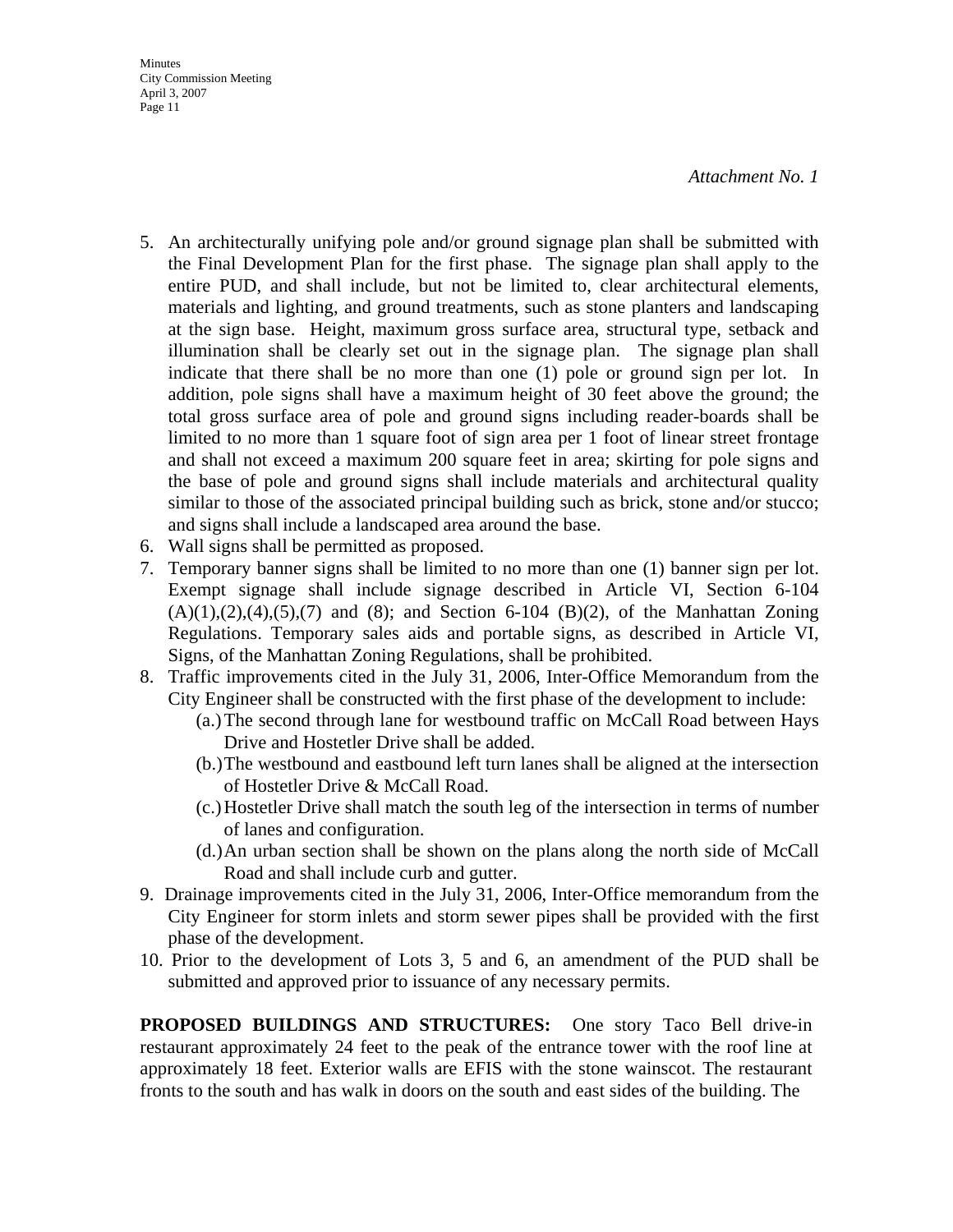*Attachment No. 1*

5. An architecturally unifying pole and/or ground signage plan shall be submitted with the Final Development Plan for the first phase. The signage plan shall apply to the entire PUD, and shall include, but not be limited to, clear architectural elements, materials and lighting, and ground treatments, such as stone planters and landscaping at the sign base. Height, maximum gross surface area, structural type, setback and illumination shall be clearly set out in the signage plan. The signage plan shall indicate that there shall be no more than one (1) pole or ground sign per lot. In addition, pole signs shall have a maximum height of 30 feet above the ground; the total gross surface area of pole and ground signs including reader-boards shall be limited to no more than 1 square foot of sign area per 1 foot of linear street frontage and shall not exceed a maximum 200 square feet in area; skirting for pole signs and the base of pole and ground signs shall include materials and architectural quality similar to those of the associated principal building such as brick, stone and/or stucco; and signs shall include a landscaped area around the base.
6. Wall signs shall be permitted as proposed.
7. Temporary banner signs shall be limited to no more than one (1) banner sign per lot. Exempt signage shall include signage described in Article VI, Section 6-104 (A)(1),(2),(4),(5),(7) and (8); and Section 6-104 (B)(2), of the Manhattan Zoning Regulations. Temporary sales aids and portable signs, as described in Article VI, Signs, of the Manhattan Zoning Regulations, shall be prohibited.
8. Traffic improvements cited in the July 31, 2006, Inter-Office Memorandum from the City Engineer shall be constructed with the first phase of the development to include:
   (a.) The second through lane for westbound traffic on McCall Road between Hays Drive and Hostetler Drive shall be added.
   (b.) The westbound and eastbound left turn lanes shall be aligned at the intersection of Hostetler Drive & McCall Road.
   (c.) Hostetler Drive shall match the south leg of the intersection in terms of number of lanes and configuration.
   (d.) An urban section shall be shown on the plans along the north side of McCall Road and shall include curb and gutter.
9. Drainage improvements cited in the July 31, 2006, Inter-Office memorandum from the City Engineer for storm inlets and storm sewer pipes shall be provided with the first phase of the development.
10. Prior to the development of Lots 3, 5 and 6, an amendment of the PUD shall be submitted and approved prior to issuance of any necessary permits.

**PROPOSED BUILDINGS AND STRUCTURES:** One story Taco Bell drive-in restaurant approximately 24 feet to the peak of the entrance tower with the roof line at approximately 18 feet. Exterior walls are EFIS with the stone wainscot. The restaurant fronts to the south and has walk in doors on the south and east sides of the building. The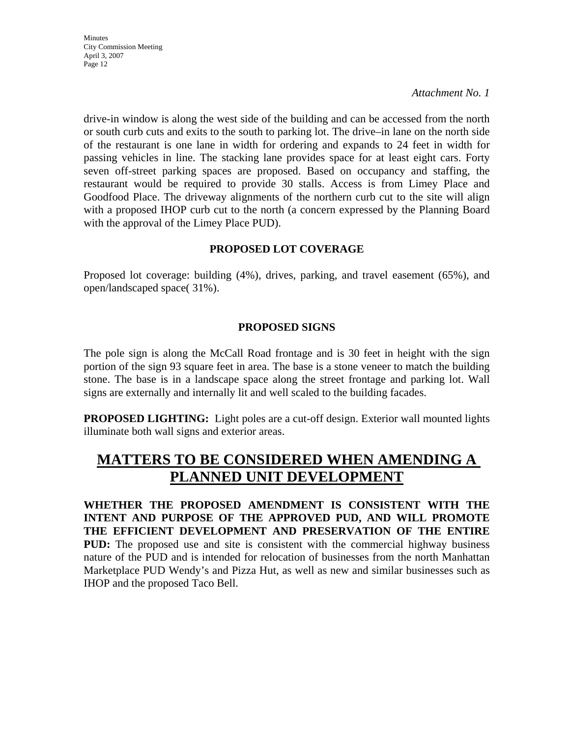*Attachment No. 1*

drive-in window is along the west side of the building and can be accessed from the north or south curb cuts and exits to the south to parking lot. The drive–in lane on the north side of the restaurant is one lane in width for ordering and expands to 24 feet in width for passing vehicles in line. The stacking lane provides space for at least eight cars. Forty seven off-street parking spaces are proposed. Based on occupancy and staffing, the restaurant would be required to provide 30 stalls. Access is from Limey Place and Goodfood Place. The driveway alignments of the northern curb cut to the site will align with a proposed IHOP curb cut to the north (a concern expressed by the Planning Board with the approval of the Limey Place PUD).

**PROPOSED LOT COVERAGE**

Proposed lot coverage: building (4%), drives, parking, and travel easement (65%), and open/landscaped space( 31%).

**PROPOSED SIGNS**

The pole sign is along the McCall Road frontage and is 30 feet in height with the sign portion of the sign 93 square feet in area. The base is a stone veneer to match the building stone. The base is in a landscape space along the street frontage and parking lot. Wall signs are externally and internally lit and well scaled to the building facades.

**PROPOSED LIGHTING:** Light poles are a cut-off design. Exterior wall mounted lights illuminate both wall signs and exterior areas.

## MATTERS TO BE CONSIDERED WHEN AMENDING A PLANNED UNIT DEVELOPMENT

**WHETHER THE PROPOSED AMENDMENT IS CONSISTENT WITH THE INTENT AND PURPOSE OF THE APPROVED PUD, AND WILL PROMOTE THE EFFICIENT DEVELOPMENT AND PRESERVATION OF THE ENTIRE PUD:** The proposed use and site is consistent with the commercial highway business nature of the PUD and is intended for relocation of businesses from the north Manhattan Marketplace PUD Wendy's and Pizza Hut, as well as new and similar businesses such as IHOP and the proposed Taco Bell.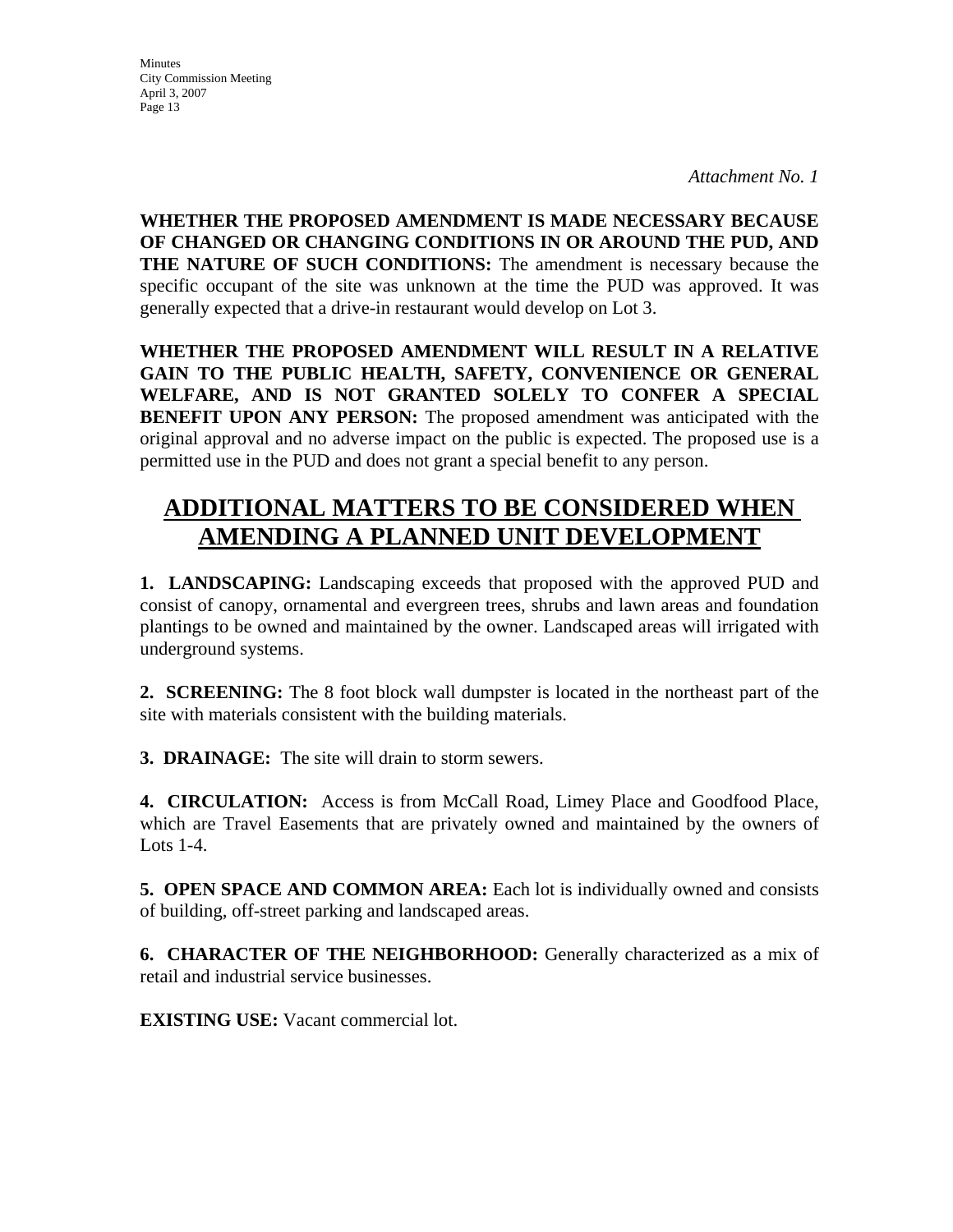*Attachment No. 1*

**WHETHER THE PROPOSED AMENDMENT IS MADE NECESSARY BECAUSE OF CHANGED OR CHANGING CONDITIONS IN OR AROUND THE PUD, AND THE NATURE OF SUCH CONDITIONS:** The amendment is necessary because the specific occupant of the site was unknown at the time the PUD was approved. It was generally expected that a drive-in restaurant would develop on Lot 3.

**WHETHER THE PROPOSED AMENDMENT WILL RESULT IN A RELATIVE GAIN TO THE PUBLIC HEALTH, SAFETY, CONVENIENCE OR GENERAL WELFARE, AND IS NOT GRANTED SOLELY TO CONFER A SPECIAL BENEFIT UPON ANY PERSON:** The proposed amendment was anticipated with the original approval and no adverse impact on the public is expected. The proposed use is a permitted use in the PUD and does not grant a special benefit to any person.

## ADDITIONAL MATTERS TO BE CONSIDERED WHEN AMENDING A PLANNED UNIT DEVELOPMENT

**1. LANDSCAPING:** Landscaping exceeds that proposed with the approved PUD and consist of canopy, ornamental and evergreen trees, shrubs and lawn areas and foundation plantings to be owned and maintained by the owner. Landscaped areas will irrigated with underground systems.

**2. SCREENING:** The 8 foot block wall dumpster is located in the northeast part of the site with materials consistent with the building materials.

**3. DRAINAGE:** The site will drain to storm sewers.

**4. CIRCULATION:** Access is from McCall Road, Limey Place and Goodfood Place, which are Travel Easements that are privately owned and maintained by the owners of Lots 1-4.

**5. OPEN SPACE AND COMMON AREA:** Each lot is individually owned and consists of building, off-street parking and landscaped areas.

**6. CHARACTER OF THE NEIGHBORHOOD:** Generally characterized as a mix of retail and industrial service businesses.

**EXISTING USE:** Vacant commercial lot.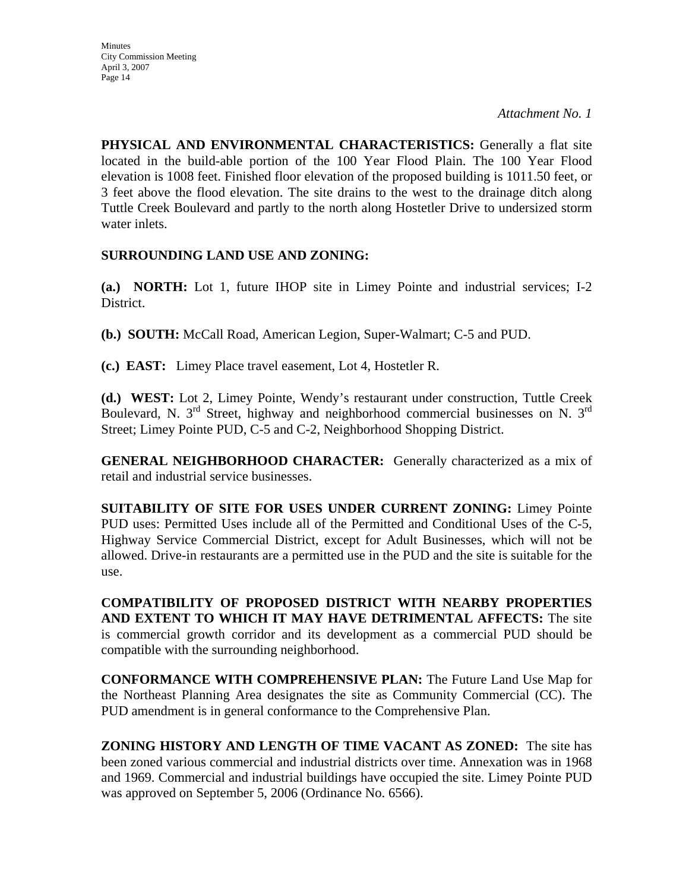*Attachment No. 1*

**PHYSICAL AND ENVIRONMENTAL CHARACTERISTICS:** Generally a flat site located in the build-able portion of the 100 Year Flood Plain. The 100 Year Flood elevation is 1008 feet. Finished floor elevation of the proposed building is 1011.50 feet, or 3 feet above the flood elevation. The site drains to the west to the drainage ditch along Tuttle Creek Boulevard and partly to the north along Hostetler Drive to undersized storm water inlets.

**SURROUNDING LAND USE AND ZONING:**

**(a.) NORTH:** Lot 1, future IHOP site in Limey Pointe and industrial services; I-2 District.

**(b.) SOUTH:** McCall Road, American Legion, Super-Walmart; C-5 and PUD.

**(c.) EAST:** Limey Place travel easement, Lot 4, Hostetler R.

**(d.) WEST:** Lot 2, Limey Pointe, Wendy's restaurant under construction, Tuttle Creek Boulevard, N. 3rd Street, highway and neighborhood commercial businesses on N. 3rd Street; Limey Pointe PUD, C-5 and C-2, Neighborhood Shopping District.

**GENERAL NEIGHBORHOOD CHARACTER:** Generally characterized as a mix of retail and industrial service businesses.

**SUITABILITY OF SITE FOR USES UNDER CURRENT ZONING:** Limey Pointe PUD uses: Permitted Uses include all of the Permitted and Conditional Uses of the C-5, Highway Service Commercial District, except for Adult Businesses, which will not be allowed. Drive-in restaurants are a permitted use in the PUD and the site is suitable for the use.

**COMPATIBILITY OF PROPOSED DISTRICT WITH NEARBY PROPERTIES AND EXTENT TO WHICH IT MAY HAVE DETRIMENTAL AFFECTS:** The site is commercial growth corridor and its development as a commercial PUD should be compatible with the surrounding neighborhood.

**CONFORMANCE WITH COMPREHENSIVE PLAN:** The Future Land Use Map for the Northeast Planning Area designates the site as Community Commercial (CC). The PUD amendment is in general conformance to the Comprehensive Plan.

**ZONING HISTORY AND LENGTH OF TIME VACANT AS ZONED:** The site has been zoned various commercial and industrial districts over time. Annexation was in 1968 and 1969. Commercial and industrial buildings have occupied the site. Limey Pointe PUD was approved on September 5, 2006 (Ordinance No. 6566).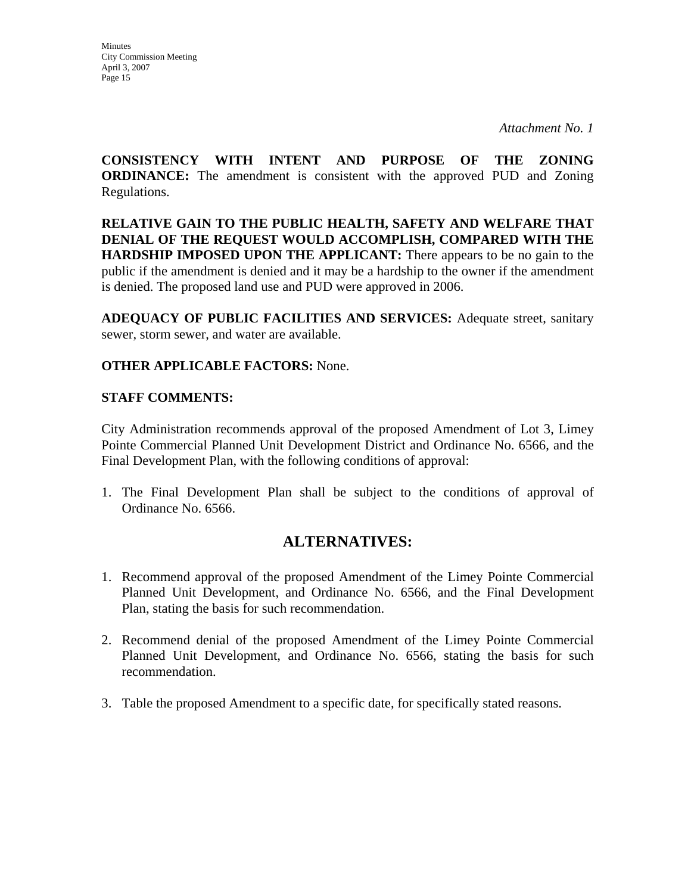*Attachment No. 1*

**CONSISTENCY WITH INTENT AND PURPOSE OF THE ZONING ORDINANCE:** The amendment is consistent with the approved PUD and Zoning Regulations.

**RELATIVE GAIN TO THE PUBLIC HEALTH, SAFETY AND WELFARE THAT DENIAL OF THE REQUEST WOULD ACCOMPLISH, COMPARED WITH THE HARDSHIP IMPOSED UPON THE APPLICANT:** There appears to be no gain to the public if the amendment is denied and it may be a hardship to the owner if the amendment is denied. The proposed land use and PUD were approved in 2006.

**ADEQUACY OF PUBLIC FACILITIES AND SERVICES:** Adequate street, sanitary sewer, storm sewer, and water are available.

**OTHER APPLICABLE FACTORS:** None.

**STAFF COMMENTS:**

City Administration recommends approval of the proposed Amendment of Lot 3, Limey Pointe Commercial Planned Unit Development District and Ordinance No. 6566, and the Final Development Plan, with the following conditions of approval:

1. The Final Development Plan shall be subject to the conditions of approval of Ordinance No. 6566.

## ALTERNATIVES:

1. Recommend approval of the proposed Amendment of the Limey Pointe Commercial Planned Unit Development, and Ordinance No. 6566, and the Final Development Plan, stating the basis for such recommendation.

2. Recommend denial of the proposed Amendment of the Limey Pointe Commercial Planned Unit Development, and Ordinance No. 6566, stating the basis for such recommendation.

3. Table the proposed Amendment to a specific date, for specifically stated reasons.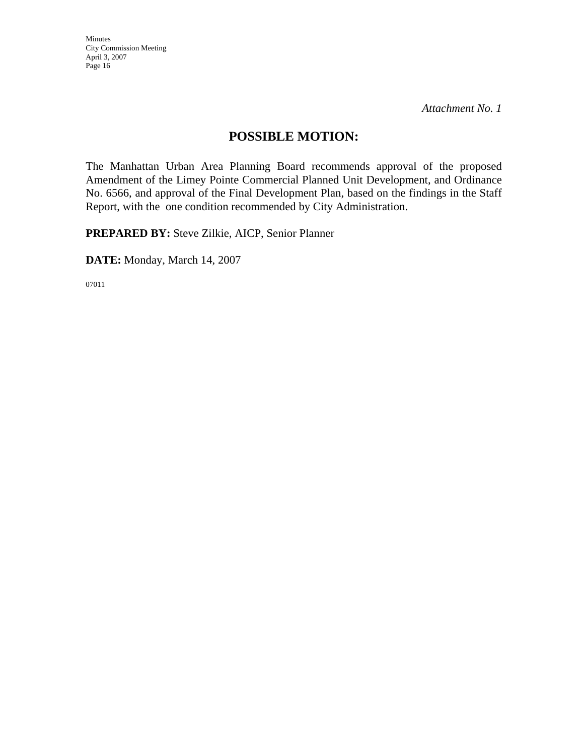*Attachment No. 1*

## POSSIBLE MOTION:

The Manhattan Urban Area Planning Board recommends approval of the proposed Amendment of the Limey Pointe Commercial Planned Unit Development, and Ordinance No. 6566, and approval of the Final Development Plan, based on the findings in the Staff Report, with the one condition recommended by City Administration.

**PREPARED BY:** Steve Zilkie, AICP, Senior Planner

**DATE:** Monday, March 14, 2007

07011